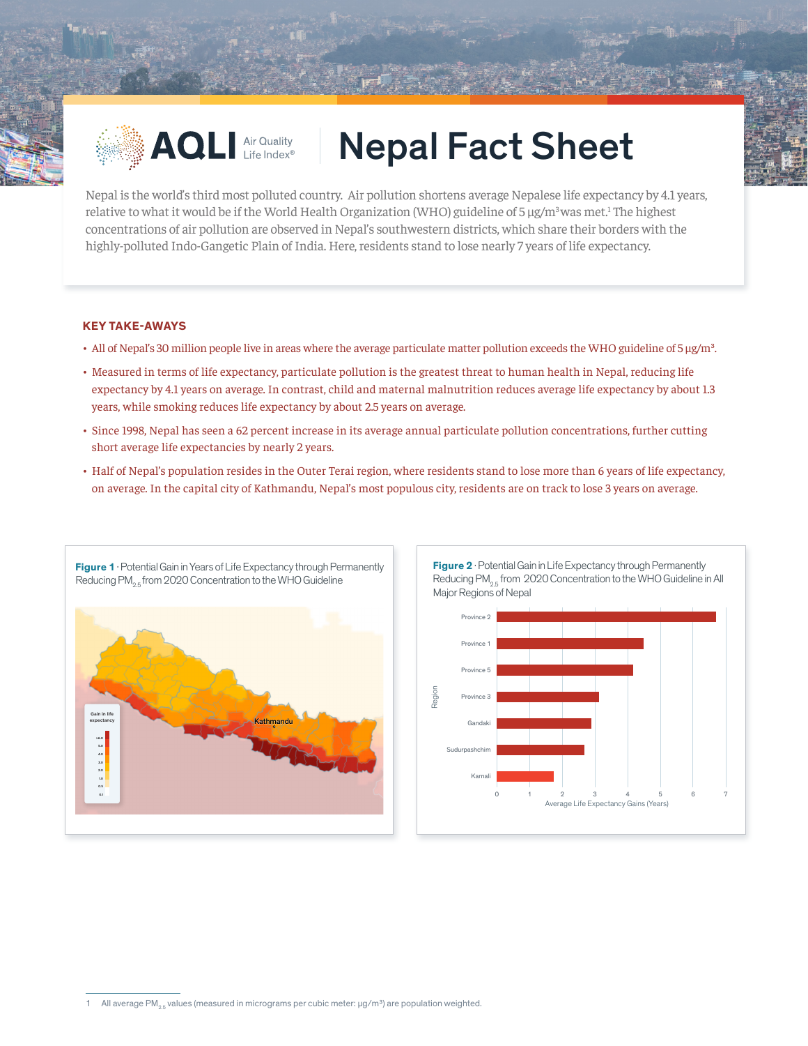# AQLI Air Quality Life Index®

# Nepal Fact Sheet

Nepal is the world's third most polluted country. Air pollution shortens average Nepalese life expectancy by 4.1 years, relative to what it would be if the World Health Organization (WHO) guideline of 5 µg/m³ was met.[1] The highest concentrations of air pollution are observed in Nepal's southwestern districts, which share their borders with the highly-polluted Indo-Gangetic Plain of India. Here, residents stand to lose nearly 7 years of life expectancy.

## KEY TAKE-AWAYS

- All of Nepal's 30 million people live in areas where the average particulate matter pollution exceeds the WHO guideline of 5 µg/m³.
- Measured in terms of life expectancy, particulate pollution is the greatest threat to human health in Nepal, reducing life expectancy by 4.1 years on average. In contrast, child and maternal malnutrition reduces average life expectancy by about 1.3 years, while smoking reduces life expectancy by about 2.5 years on average.
- Since 1998, Nepal has seen a 62 percent increase in its average annual particulate pollution concentrations, further cutting short average life expectancies by nearly 2 years.
- Half of Nepal's population resides in the Outer Terai region, where residents stand to lose more than 6 years of life expectancy, on average. In the capital city of Kathmandu, Nepal's most populous city, residents are on track to lose 3 years on average.

**Figure 1** · Potential Gain in Years of Life Expectancy through Permanently Reducing $PM_{2.5}$ from 2020 Concentration to the WHO Guideline

**Figure 2** · Potential Gain in Life Expectancy through Permanently Reducing $PM_{2.5}$ from 2020 Concentration to the WHO Guideline in All Major Regions of Nepal

---

1 All average $PM_{2.5}$ values (measured in micrograms per cubic meter: µg/m³) are population weighted.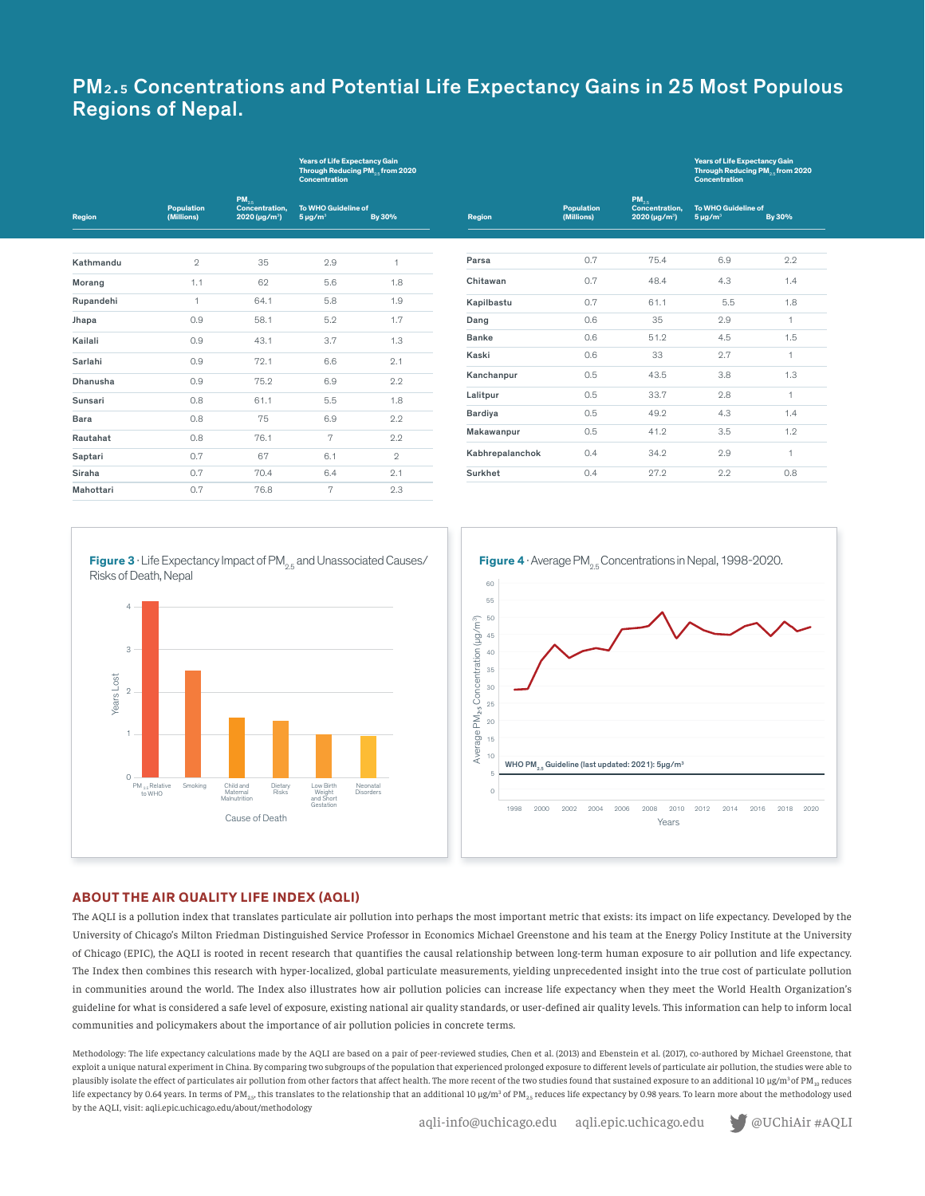# $PM_{2.5}$ Concentrations and Potential Life Expectancy Gains in 25 Most Populous Regions of Nepal.

| Region | Population (Millions) | $PM_{2.5}$ Concentration, 2020 (µg/m³) | Years of Life Expectancy Gain Through Reducing $PM_{2.5}$ from 2020 Concentration | |
|---|---|---|---|---|
| | | | To WHO Guideline of 5 µg/m³ | By 30% |
| Kathmandu | 2 | 35 | 2.9 | 1 |
| Morang | 1.1 | 62 | 5.6 | 1.8 |
| Rupandehi | 1 | 64.1 | 5.8 | 1.9 |
| Jhapa | 0.9 | 58.1 | 5.2 | 1.7 |
| Kailali | 0.9 | 43.1 | 3.7 | 1.3 |
| Sarlahi | 0.9 | 72.1 | 6.6 | 2.1 |
| Dhanusha | 0.9 | 75.2 | 6.9 | 2.2 |
| Sunsari | 0.8 | 61.1 | 5.5 | 1.8 |
| Bara | 0.8 | 75 | 6.9 | 2.2 |
| Rautahat | 0.8 | 76.1 | 7 | 2.2 |
| Saptari | 0.7 | 67 | 6.1 | 2 |
| Siraha | 0.7 | 70.4 | 6.4 | 2.1 |
| Mahottari | 0.7 | 76.8 | 7 | 2.3 |
| Parsa | 0.7 | 75.4 | 6.9 | 2.2 |
| Chitawan | 0.7 | 48.4 | 4.3 | 1.4 |
| Kapilbastu | 0.7 | 61.1 | 5.5 | 1.8 |
| Dang | 0.6 | 35 | 2.9 | 1 |
| Banke | 0.6 | 51.2 | 4.5 | 1.5 |
| Kaski | 0.6 | 33 | 2.7 | 1 |
| Kanchanpur | 0.5 | 43.5 | 3.8 | 1.3 |
| Lalitpur | 0.5 | 33.7 | 2.8 | 1 |
| Bardiya | 0.5 | 49.2 | 4.3 | 1.4 |
| Makawanpur | 0.5 | 41.2 | 3.5 | 1.2 |
| Kabhrepalanchok | 0.4 | 34.2 | 2.9 | 1 |
| Surkhet | 0.4 | 27.2 | 2.2 | 0.8 |

**Figure 3** · Life Expectancy Impact of $PM_{2.5}$ and Unassociated Causes/Risks of Death, Nepal

Years Lost
0
1
2
3
4
$PM_{2.5}$ Relative to WHO
Smoking
Child and Maternal Malnutrition
Dietary Risks
Low Birth Weight and Short Gestation
Neonatal Disorders
Cause of Death

**Figure 4** · Average $PM_{2.5}$ Concentrations in Nepal, 1998-2020.

Average $PM_{2.5}$ Concentration (µg/m³)
0
5
10
15
20
25
30
35
40
45
50
55
60
WHO $PM_{2.5}$ Guideline (last updated: 2021): 5µg/m³
1998
2000
2002
2004
2006
2008
2010
2012
2014
2016
2018
2020
Years

## ABOUT THE AIR QUALITY LIFE INDEX (AQLI)

The AQLI is a pollution index that translates particulate air pollution into perhaps the most important metric that exists: its impact on life expectancy. Developed by the University of Chicago's Milton Friedman Distinguished Service Professor in Economics Michael Greenstone and his team at the Energy Policy Institute at the University of Chicago (EPIC), the AQLI is rooted in recent research that quantifies the causal relationship between long-term human exposure to air pollution and life expectancy. The Index then combines this research with hyper-localized, global particulate measurements, yielding unprecedented insight into the true cost of particulate pollution in communities around the world. The Index also illustrates how air pollution policies can increase life expectancy when they meet the World Health Organization's guideline for what is considered a safe level of exposure, existing national air quality standards, or user-defined air quality levels. This information can help to inform local communities and policymakers about the importance of air pollution policies in concrete terms.

Methodology: The life expectancy calculations made by the AQLI are based on a pair of peer-reviewed studies, Chen et al. (2013) and Ebenstein et al. (2017), co-authored by Michael Greenstone, that exploit a unique natural experiment in China. By comparing two subgroups of the population that experienced prolonged exposure to different levels of particulate air pollution, the studies were able to plausibly isolate the effect of particulates air pollution from other factors that affect health. The more recent of the two studies found that sustained exposure to an additional 10 µg/m³ of $PM_{10}$ reduces life expectancy by 0.64 years. In terms of $PM_{2.5}$, this translates to the relationship that an additional 10 µg/m³ of $PM_{2.5}$ reduces life expectancy by 0.98 years. To learn more about the methodology used by the AQLI, visit: aqli.epic.uchicago.edu/about/methodology

aqli-info@uchicago.edu aqli.epic.uchicago.edu @UChiAir #AQLI